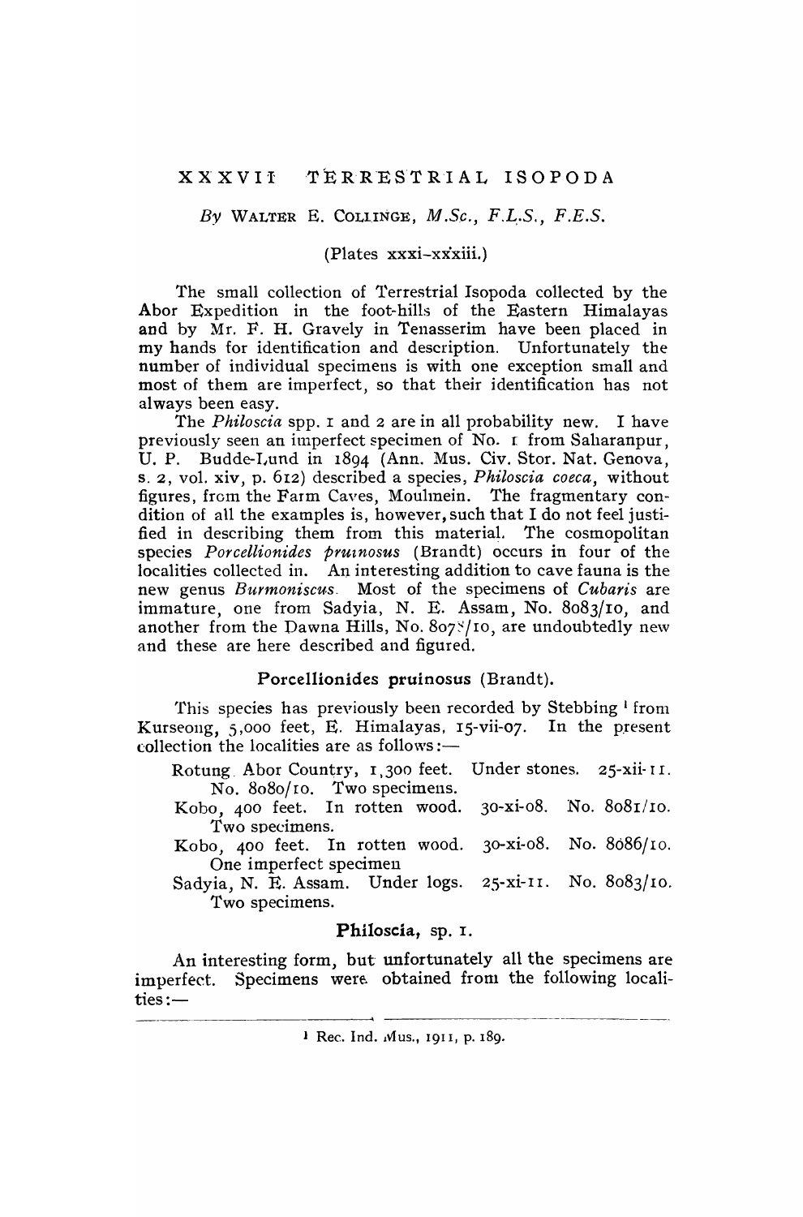# XXXVII TERRESTRIAL ISOPODA

*By* WALTER E. COLLINGE, *M.Sc., F.L.S., F.E.S.*

(Plates xxxi–xxxiii.)

The small collection of Terrestrial Isopoda collected by the Abor Expedition in the foot-hills of the Eastern Himalayas and by Mr. F. H. Gravely in Tenasserim have been placed in my hands for identification and description. Unfortunately the number of individual specimens is with one exception small and most of them are imperfect, so that their identification has not always been easy.

The *Philoscia* spp. 1 and 2 are in all probability new. I have previously seen an imperfect specimen of No. 1 from Saharanpur, U. P. Budde-Lund in 1894 (Ann. Mus. Civ. Stor. Nat. Genova, s. 2, vol. xiv, p. 612) described a species, *Philoscia coeca*, without figures, from the Farm Caves, Moulmein. The fragmentary condition of all the examples is, however, such that I do not feel justified in describing them from this material. The cosmopolitan species *Porcellionides pruinosus* (Brandt) occurs in four of the localities collected in. An interesting addition to cave fauna is the new genus *Burmoniscus*. Most of the specimens of *Cubaris* are immature, one from Sadyia, N. E. Assam, No. 8083/10, and another from the Dawna Hills, No. 8078/10, are undoubtedly new and these are here described and figured.

## Porcellionides pruinosus (Brandt).

This species has previously been recorded by Stebbing[1] from Kurseong, 5,000 feet, E. Himalayas, 15-vii-07. In the present collection the localities are as follows:—

- Rotung, Abor Country, 1,300 feet. Under stones. 25-xii-11. No. 8080/10. Two specimens.
- Kobo, 400 feet. In rotten wood. 30-xi-08. No. 8081/10. Two specimens.
- Kobo, 400 feet. In rotten wood. 30-xi-08. No. 8086/10. One imperfect specimen
- Sadyia, N. E. Assam. Under logs. 25-xi-11. No. 8083/10. Two specimens.

## Philoscia, sp. 1.

An interesting form, but unfortunately all the specimens are imperfect. Specimens were obtained from the following localities:—

---

[1] Rec. Ind. Mus., 1911, p. 189.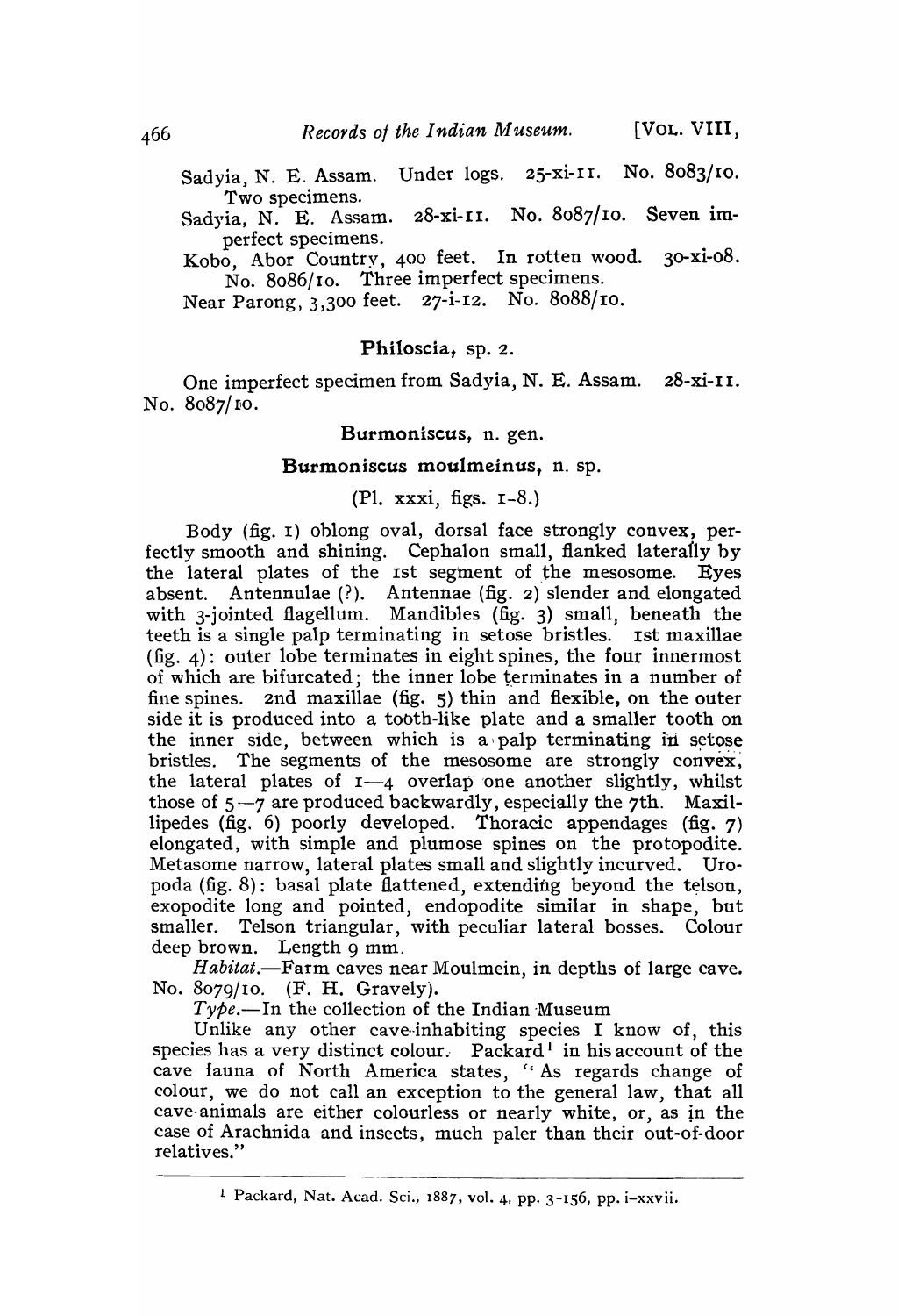Sadyia, N. E. Assam. Under logs. 25-xi-11. No. 8083/10. Two specimens.

Sadyia, N. E. Assam. 28-xi-11. No. 8087/10. Seven imperfect specimens.

Kobo, Abor Country, 400 feet. In rotten wood. 30-xi-08. No. 8086/10. Three imperfect specimens.

Near Parong, 3,300 feet. 27-i-12. No. 8088/10.

### Philoscia, sp. 2.

One imperfect specimen from Sadyia, N. E. Assam. 28-xi-11. No. 8087/10.

### Burmoniscus, n. gen.

### Burmoniscus moulmeinus, n. sp.

(Pl. xxxi, figs. 1-8.)

Body (fig. 1) oblong oval, dorsal face strongly convex, perfectly smooth and shining. Cephalon small, flanked laterally by the lateral plates of the 1st segment of the mesosome. Eyes absent. Antennulae (?). Antennae (fig. 2) slender and elongated with 3-jointed flagellum. Mandibles (fig. 3) small, beneath the teeth is a single palp terminating in setose bristles. 1st maxillae (fig. 4): outer lobe terminates in eight spines, the four innermost of which are bifurcated; the inner lobe terminates in a number of fine spines. 2nd maxillae (fig. 5) thin and flexible, on the outer side it is produced into a tooth-like plate and a smaller tooth on the inner side, between which is a palp terminating in setose bristles. The segments of the mesosome are strongly convex, the lateral plates of 1—4 overlap one another slightly, whilst those of 5—7 are produced backwardly, especially the 7th. Maxillipedes (fig. 6) poorly developed. Thoracic appendages (fig. 7) elongated, with simple and plumose spines on the protopodite. Metasome narrow, lateral plates small and slightly incurved. Uropoda (fig. 8): basal plate flattened, extending beyond the telson, exopodite long and pointed, endopodite similar in shape, but smaller. Telson triangular, with peculiar lateral bosses. Colour deep brown. Length 9 mm.

*Habitat.*—Farm caves near Moulmein, in depths of large cave. No. 8079/10. (F. H. Gravely).

*Type.*—In the collection of the Indian Museum

Unlike any other cave-inhabiting species I know of, this species has a very distinct colour. Packard[1] in his account of the cave fauna of North America states, "As regards change of colour, we do not call an exception to the general law, that all cave-animals are either colourless or nearly white, or, as in the case of Arachnida and insects, much paler than their out-of-door relatives."

[1] Packard, Nat. Acad. Sci., 1887, vol. 4, pp. 3-156, pp. i-xxvii.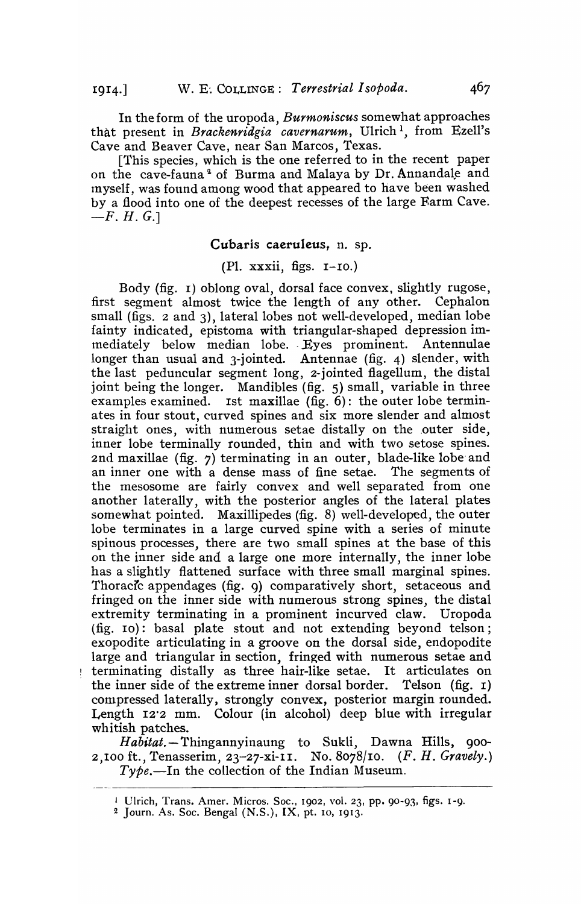In the form of the uropoda, *Burmoniscus* somewhat approaches that present in *Brackenridgia cavernarum*, Ulrich [1], from Ezell's Cave and Beaver Cave, near San Marcos, Texas.

[This species, which is the one referred to in the recent paper on the cave-fauna [2] of Burma and Malaya by Dr. Annandale and myself, was found among wood that appeared to have been washed by a flood into one of the deepest recesses of the large Farm Cave. —*F. H. G.*]

### Cubaris caeruleus, n. sp.

(Pl. xxxii, figs. 1–10.)

Body (fig. 1) oblong oval, dorsal face convex, slightly rugose, first segment almost twice the length of any other. Cephalon small (figs. 2 and 3), lateral lobes not well-developed, median lobe fainty indicated, epistoma with triangular-shaped depression immediately below median lobe. Eyes prominent. Antennulae longer than usual and 3-jointed. Antennae (fig. 4) slender, with the last peduncular segment long, 2-jointed flagellum, the distal joint being the longer. Mandibles (fig. 5) small, variable in three examples examined. 1st maxillae (fig. 6): the outer lobe terminates in four stout, curved spines and six more slender and almost straight ones, with numerous setae distally on the outer side, inner lobe terminally rounded, thin and with two setose spines. 2nd maxillae (fig. 7) terminating in an outer, blade-like lobe and an inner one with a dense mass of fine setae. The segments of the mesosome are fairly convex and well separated from one another laterally, with the posterior angles of the lateral plates somewhat pointed. Maxillipedes (fig. 8) well-developed, the outer lobe terminates in a large curved spine with a series of minute spinous processes, there are two small spines at the base of this on the inner side and a large one more internally, the inner lobe has a slightly flattened surface with three small marginal spines. Thoracic appendages (fig. 9) comparatively short, setaceous and fringed on the inner side with numerous strong spines, the distal extremity terminating in a prominent incurved claw. Uropoda (fig. 10): basal plate stout and not extending beyond telson; exopodite articulating in a groove on the dorsal side, endopodite large and triangular in section, fringed with numerous setae and terminating distally as three hair-like setae. It articulates on the inner side of the extreme inner dorsal border. Telson (fig. 1) compressed laterally, strongly convex, posterior margin rounded. Length 12·2 mm. Colour (in alcohol) deep blue with irregular whitish patches.

*Habitat.*—Thingannyinaung to Sukli, Dawna Hills, 900–2,100 ft., Tenasserim, 23–27-xi-11. No. 8078/10. (*F. H. Gravely.*)

*Type.*—In the collection of the Indian Museum.

---

[1] Ulrich, Trans. Amer. Micros. Soc., 1902, vol. 23, pp. 90-93, figs. 1-9.

[2] Journ. As. Soc. Bengal (N.S.), IX, pt. 10, 1913.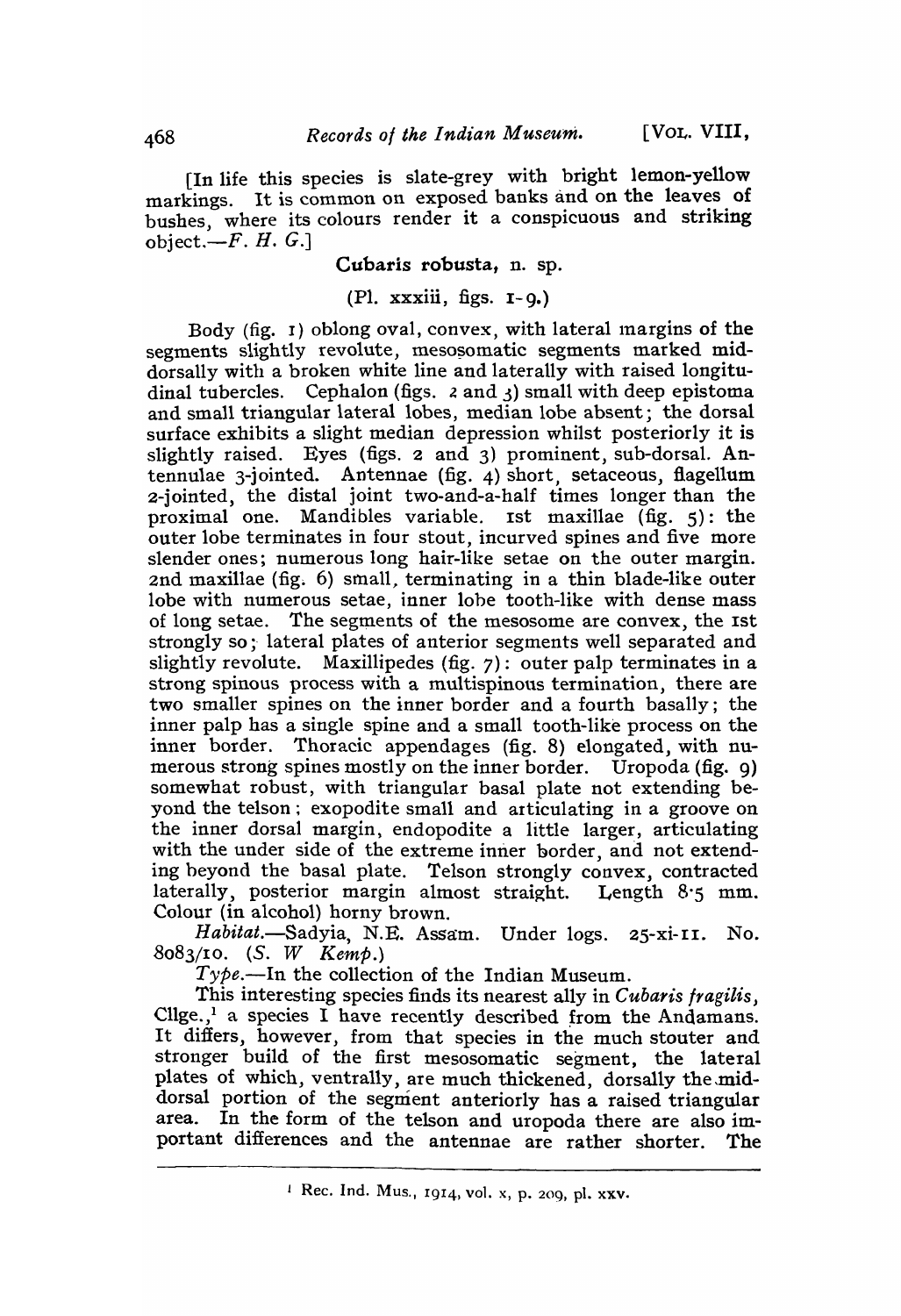[In life this species is slate-grey with bright lemon-yellow markings. It is common on exposed banks and on the leaves of bushes, where its colours render it a conspicuous and striking object.—*F. H. G.*]

### Cubaris robusta, n. sp.

(Pl. xxxiii, figs. 1-9.)

Body (fig. 1) oblong oval, convex, with lateral margins of the segments slightly revolute, mesosomatic segments marked mid-dorsally with a broken white line and laterally with raised longitudinal tubercles. Cephalon (figs. 2 and 3) small with deep epistoma and small triangular lateral lobes, median lobe absent; the dorsal surface exhibits a slight median depression whilst posteriorly it is slightly raised. Eyes (figs. 2 and 3) prominent, sub-dorsal. Antennulae 3-jointed. Antennae (fig. 4) short, setaceous, flagellum 2-jointed, the distal joint two-and-a-half times longer than the proximal one. Mandibles variable. 1st maxillae (fig. 5): the outer lobe terminates in four stout, incurved spines and five more slender ones; numerous long hair-like setae on the outer margin. 2nd maxillae (fig. 6) small, terminating in a thin blade-like outer lobe with numerous setae, inner lobe tooth-like with dense mass of long setae. The segments of the mesosome are convex, the 1st strongly so; lateral plates of anterior segments well separated and slightly revolute. Maxillipedes (fig. 7): outer palp terminates in a strong spinous process with a multispinous termination, there are two smaller spines on the inner border and a fourth basally; the inner palp has a single spine and a small tooth-like process on the inner border. Thoracic appendages (fig. 8) elongated, with numerous strong spines mostly on the inner border. Uropoda (fig. 9) somewhat robust, with triangular basal plate not extending beyond the telson; exopodite small and articulating in a groove on the inner dorsal margin, endopodite a little larger, articulating with the under side of the extreme inner border, and not extending beyond the basal plate. Telson strongly convex, contracted laterally, posterior margin almost straight. Length 8·5 mm. Colour (in alcohol) horny brown.

*Habitat.*—Sadyia, N.E. Assam. Under logs. 25-xi-11. No. 8083/10. (*S. W Kemp.*)

*Type.*—In the collection of the Indian Museum.

This interesting species finds its nearest ally in *Cubaris fragilis*, Cllge.,[1] a species I have recently described from the Andamans. It differs, however, from that species in the much stouter and stronger build of the first mesosomatic segment, the lateral plates of which, ventrally, are much thickened, dorsally the mid-dorsal portion of the segment anteriorly has a raised triangular area. In the form of the telson and uropoda there are also important differences and the antennae are rather shorter. The

---

[1] Rec. Ind. Mus., 1914, vol. x, p. 209, pl. xxv.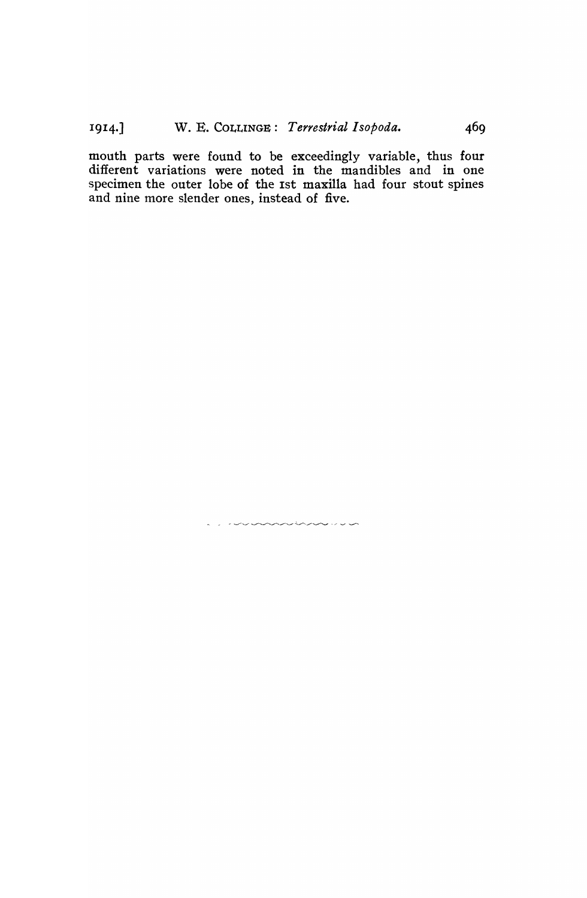mouth parts were found to be exceedingly variable, thus four different variations were noted in the mandibles and in one specimen the outer lobe of the 1st maxilla had four stout spines and nine more slender ones, instead of five.